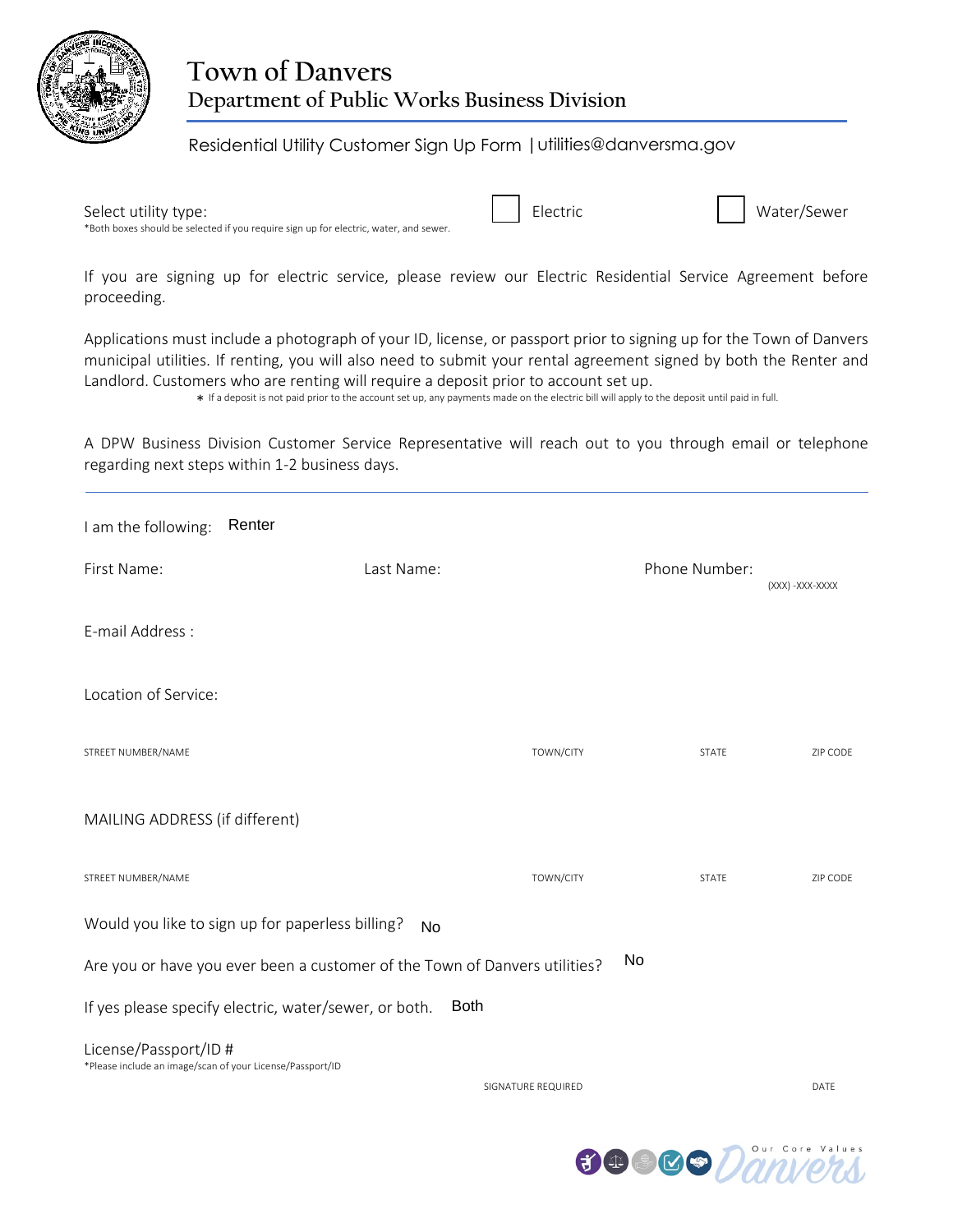# Town of Danvers

## Department of Public Works Business Division

Residential Utility Customer Sign Up Form | utilities@danversma.gov

Select utility type: ☐ Electric ☐ Water/Sewer

*Both boxes should be selected if you require sign up for electric, water, and sewer.

If you are signing up for electric service, please review our Electric Residential Service Agreement before proceeding.

Applications must include a photograph of your ID, license, or passport prior to signing up for the Town of Danvers municipal utilities. If renting, you will also need to submit your rental agreement signed by both the Renter and Landlord. Customers who are renting will require a deposit prior to account set up.

* If a deposit is not paid prior to the account set up, any payments made on the electric bill will apply to the deposit until paid in full.

A DPW Business Division Customer Service Representative will reach out to you through email or telephone regarding next steps within 1-2 business days.

---

I am the following: Renter

First Name: Last Name: Phone Number: (XXX) -XXX-XXXX

E-mail Address :

Location of Service:

STREET NUMBER/NAME TOWN/CITY STATE ZIP CODE

MAILING ADDRESS (if different)

STREET NUMBER/NAME TOWN/CITY STATE ZIP CODE

Would you like to sign up for paperless billing? No

Are you or have you ever been a customer of the Town of Danvers utilities? No

If yes please specify electric, water/sewer, or both. Both

License/Passport/ID #

*Please include an image/scan of your License/Passport/ID

SIGNATURE REQUIRED DATE

Our Core Values Danvers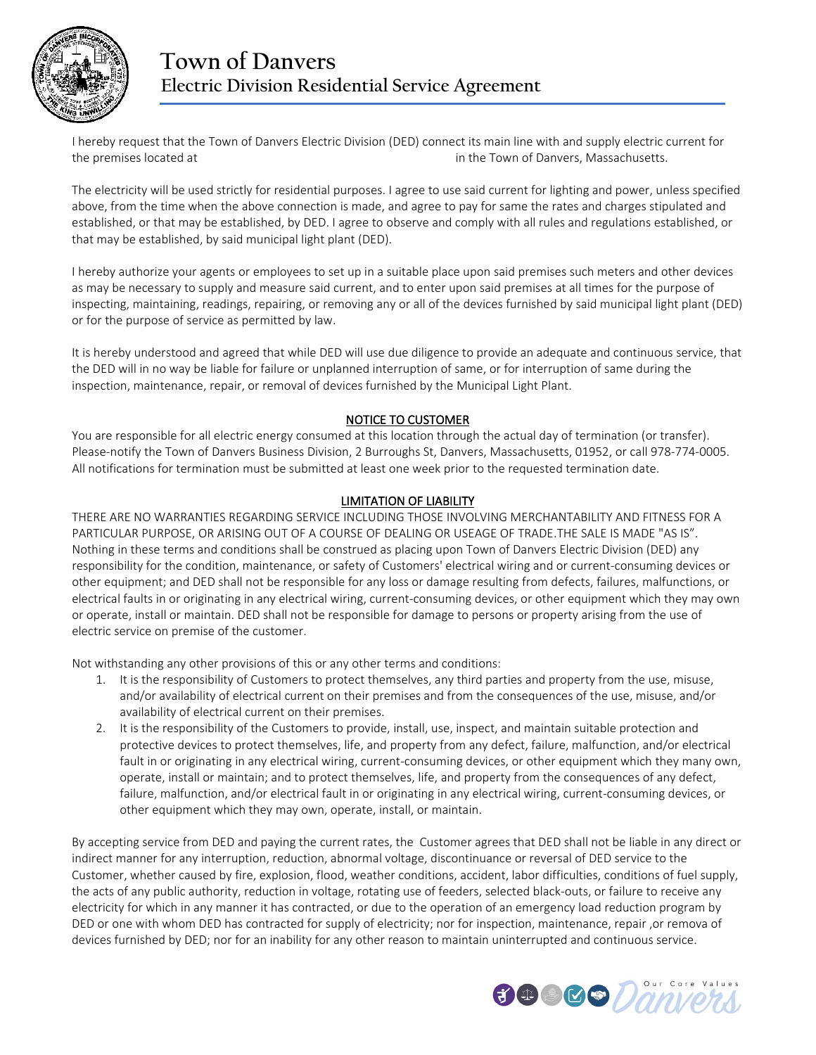# Town of Danvers

## Electric Division Residential Service Agreement

I hereby request that the Town of Danvers Electric Division (DED) connect its main line with and supply electric current for the premises located at                                                  in the Town of Danvers, Massachusetts.

The electricity will be used strictly for residential purposes. I agree to use said current for lighting and power, unless specified above, from the time when the above connection is made, and agree to pay for same the rates and charges stipulated and established, or that may be established, by DED. I agree to observe and comply with all rules and regulations established, or that may be established, by said municipal light plant (DED).

I hereby authorize your agents or employees to set up in a suitable place upon said premises such meters and other devices as may be necessary to supply and measure said current, and to enter upon said premises at all times for the purpose of inspecting, maintaining, readings, repairing, or removing any or all of the devices furnished by said municipal light plant (DED) or for the purpose of service as permitted by law.

It is hereby understood and agreed that while DED will use due diligence to provide an adequate and continuous service, that the DED will in no way be liable for failure or unplanned interruption of same, or for interruption of same during the inspection, maintenance, repair, or removal of devices furnished by the Municipal Light Plant.

### NOTICE TO CUSTOMER

You are responsible for all electric energy consumed at this location through the actual day of termination (or transfer). Please-notify the Town of Danvers Business Division, 2 Burroughs St, Danvers, Massachusetts, 01952, or call 978-774-0005. All notifications for termination must be submitted at least one week prior to the requested termination date.

### LIMITATION OF LIABILITY

THERE ARE NO WARRANTIES REGARDING SERVICE INCLUDING THOSE INVOLVING MERCHANTABILITY AND FITNESS FOR A PARTICULAR PURPOSE, OR ARISING OUT OF A COURSE OF DEALING OR USEAGE OF TRADE.THE SALE IS MADE "AS IS". Nothing in these terms and conditions shall be construed as placing upon Town of Danvers Electric Division (DED) any responsibility for the condition, maintenance, or safety of Customers' electrical wiring and or current-consuming devices or other equipment; and DED shall not be responsible for any loss or damage resulting from defects, failures, malfunctions, or electrical faults in or originating in any electrical wiring, current-consuming devices, or other equipment which they may own or operate, install or maintain. DED shall not be responsible for damage to persons or property arising from the use of electric service on premise of the customer.

Not withstanding any other provisions of this or any other terms and conditions:

1. It is the responsibility of Customers to protect themselves, any third parties and property from the use, misuse, and/or availability of electrical current on their premises and from the consequences of the use, misuse, and/or availability of electrical current on their premises.
2. It is the responsibility of the Customers to provide, install, use, inspect, and maintain suitable protection and protective devices to protect themselves, life, and property from any defect, failure, malfunction, and/or electrical fault in or originating in any electrical wiring, current-consuming devices, or other equipment which they many own, operate, install or maintain; and to protect themselves, life, and property from the consequences of any defect, failure, malfunction, and/or electrical fault in or originating in any electrical wiring, current-consuming devices, or other equipment which they may own, operate, install, or maintain.

By accepting service from DED and paying the current rates, the Customer agrees that DED shall not be liable in any direct or indirect manner for any interruption, reduction, abnormal voltage, discontinuance or reversal of DED service to the Customer, whether caused by fire, explosion, flood, weather conditions, accident, labor difficulties, conditions of fuel supply, the acts of any public authority, reduction in voltage, rotating use of feeders, selected black-outs, or failure to receive any electricity for which in any manner it has contracted, or due to the operation of an emergency load reduction program by DED or one with whom DED has contracted for supply of electricity; nor for inspection, maintenance, repair ,or remova of devices furnished by DED; nor for an inability for any other reason to maintain uninterrupted and continuous service.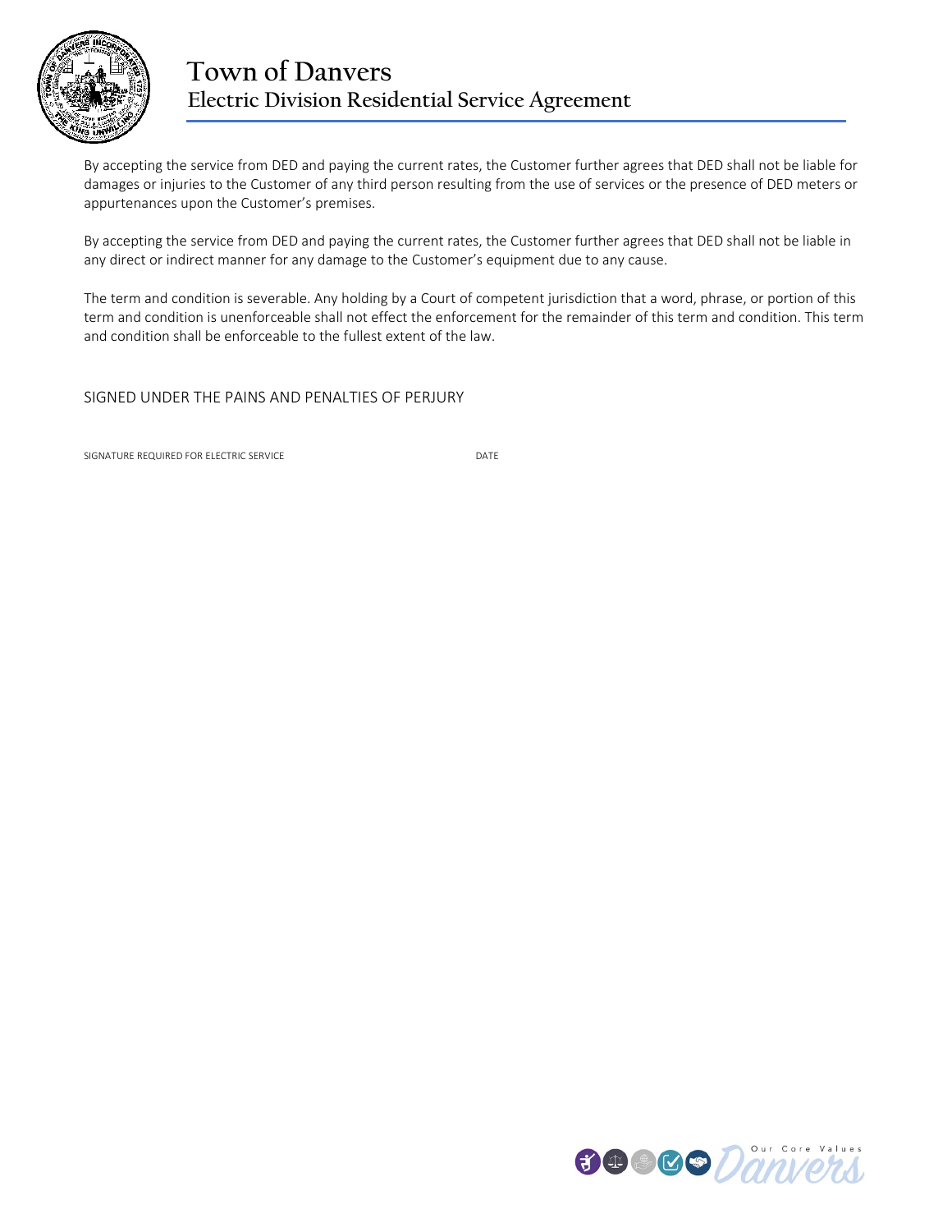# Town of Danvers

## Electric Division Residential Service Agreement

By accepting the service from DED and paying the current rates, the Customer further agrees that DED shall not be liable for damages or injuries to the Customer of any third person resulting from the use of services or the presence of DED meters or appurtenances upon the Customer's premises.

By accepting the service from DED and paying the current rates, the Customer further agrees that DED shall not be liable in any direct or indirect manner for any damage to the Customer's equipment due to any cause.

The term and condition is severable. Any holding by a Court of competent jurisdiction that a word, phrase, or portion of this term and condition is unenforceable shall not effect the enforcement for the remainder of this term and condition. This term and condition shall be enforceable to the fullest extent of the law.

SIGNED UNDER THE PAINS AND PENALTIES OF PERJURY

SIGNATURE REQUIRED FOR ELECTRIC SERVICE　　　　　DATE

Our Core Values Danvers